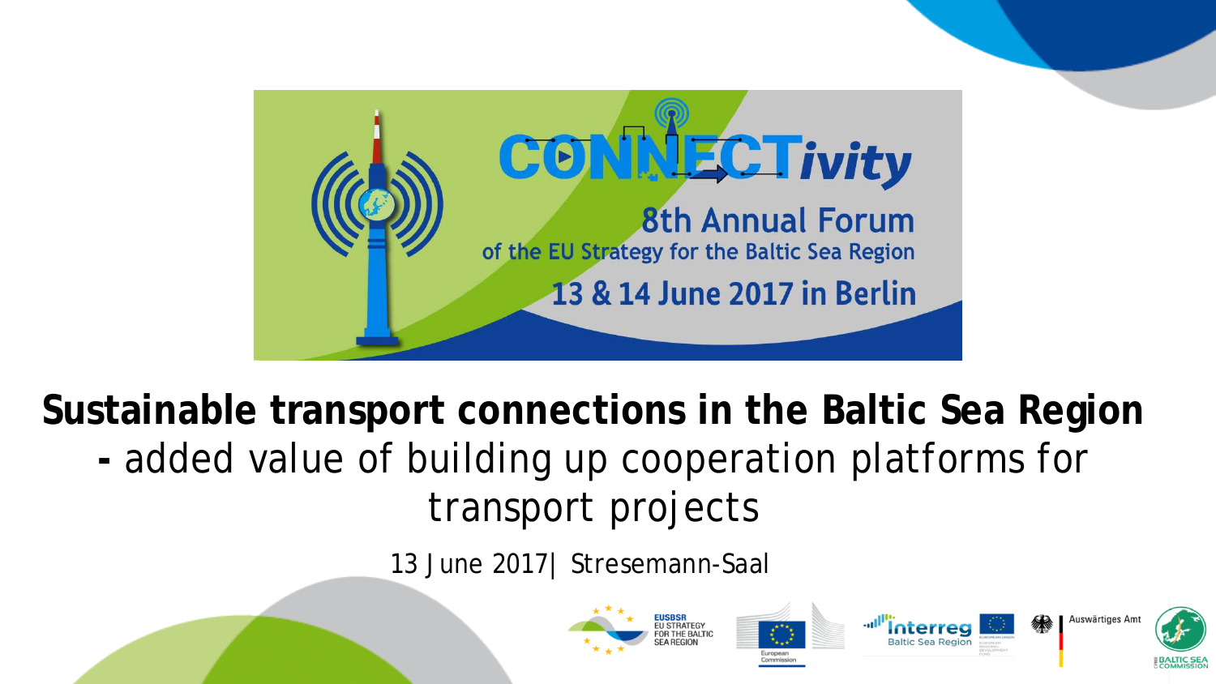CONNECTivity

8th Annual Forum
of the EU Strategy for the Baltic Sea Region
13 & 14 June 2017 in Berlin

# Sustainable transport connections in the Baltic Sea Region

- added value of building up cooperation platforms for transport projects

13 June 2017| Stresemann-Saal

EUSBSR EU STRATEGY FOR THE BALTIC SEA REGION

European Commission

Interreg Baltic Sea Region

Auswärtiges Amt

BALTIC SEA COMMISSION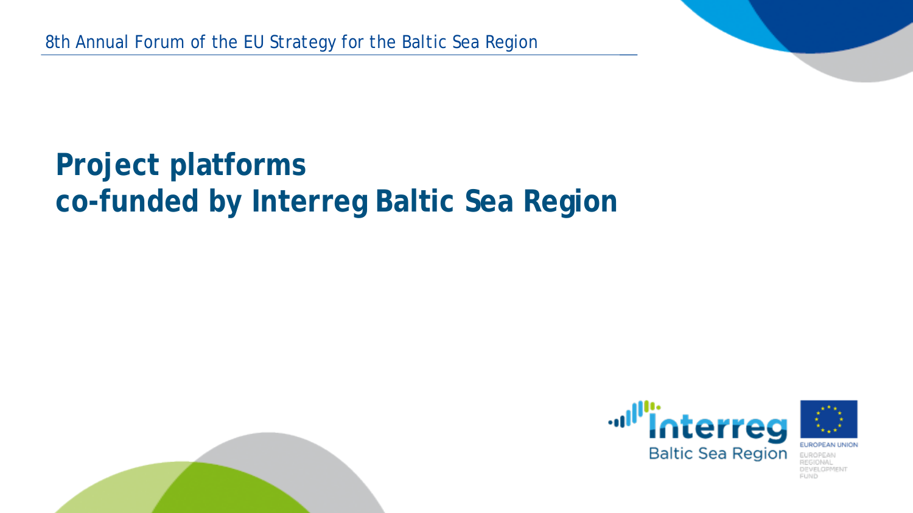# Project platforms co-funded by Interreg Baltic Sea Region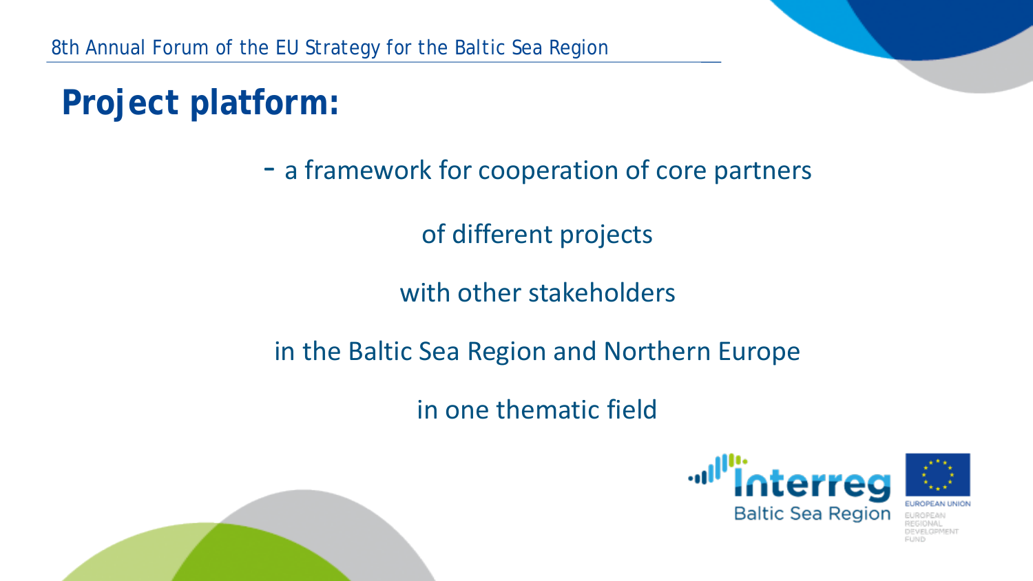# Project platform:

- a framework for cooperation of core partners

of different projects

with other stakeholders

in the Baltic Sea Region and Northern Europe

in one thematic field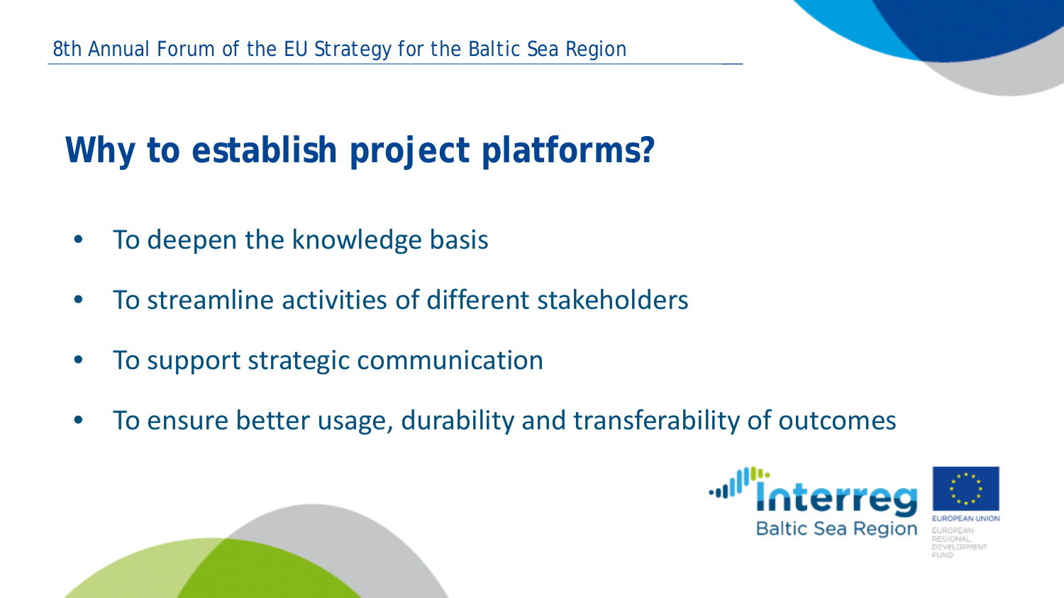## Why to establish project platforms?

- To deepen the knowledge basis
- To streamline activities of different stakeholders
- To support strategic communication
- To ensure better usage, durability and transferability of outcomes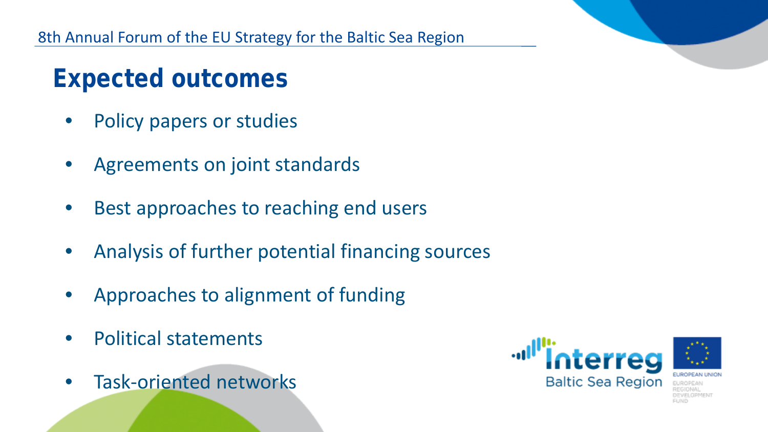## Expected outcomes

- Policy papers or studies
- Agreements on joint standards
- Best approaches to reaching end users
- Analysis of further potential financing sources
- Approaches to alignment of funding
- Political statements
- Task-oriented networks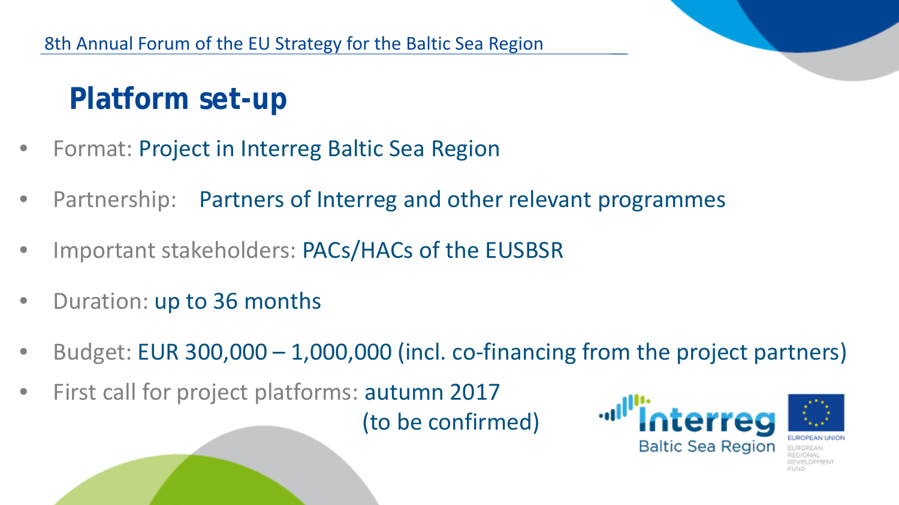# Platform set-up

- Format: Project in Interreg Baltic Sea Region
- Partnership: Partners of Interreg and other relevant programmes
- Important stakeholders: PACs/HACs of the EUSBSR
- Duration: up to 36 months
- Budget: EUR 300,000 – 1,000,000 (incl. co-financing from the project partners)
- First call for project platforms: autumn 2017 (to be confirmed)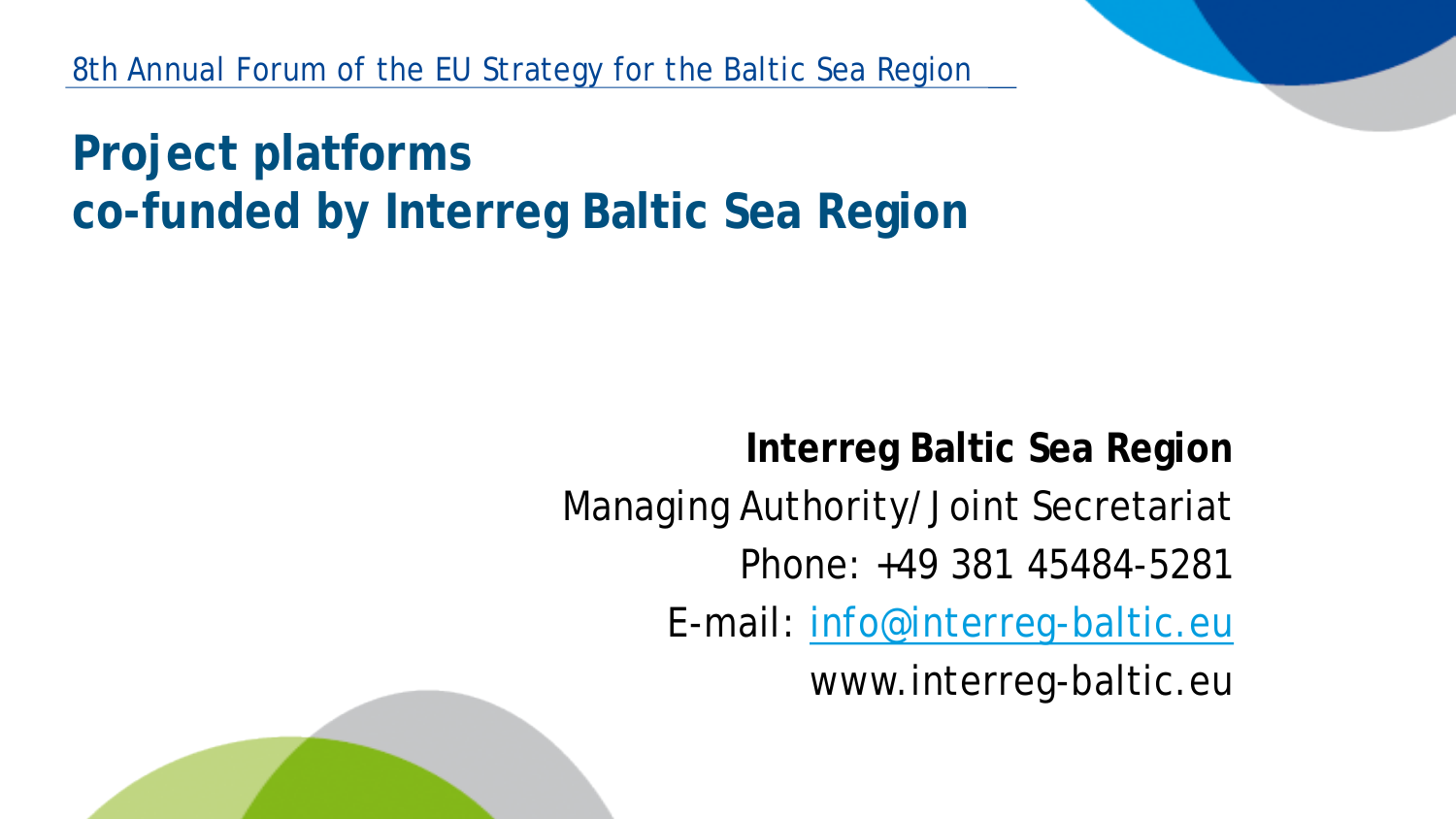8th Annual Forum of the EU Strategy for the Baltic Sea Region

# Project platforms co-funded by Interreg Baltic Sea Region

**Interreg Baltic Sea Region**

Managing Authority/ Joint Secretariat

Phone: +49 381 45484-5281

E-mail: info@interreg-baltic.eu

www.interreg-baltic.eu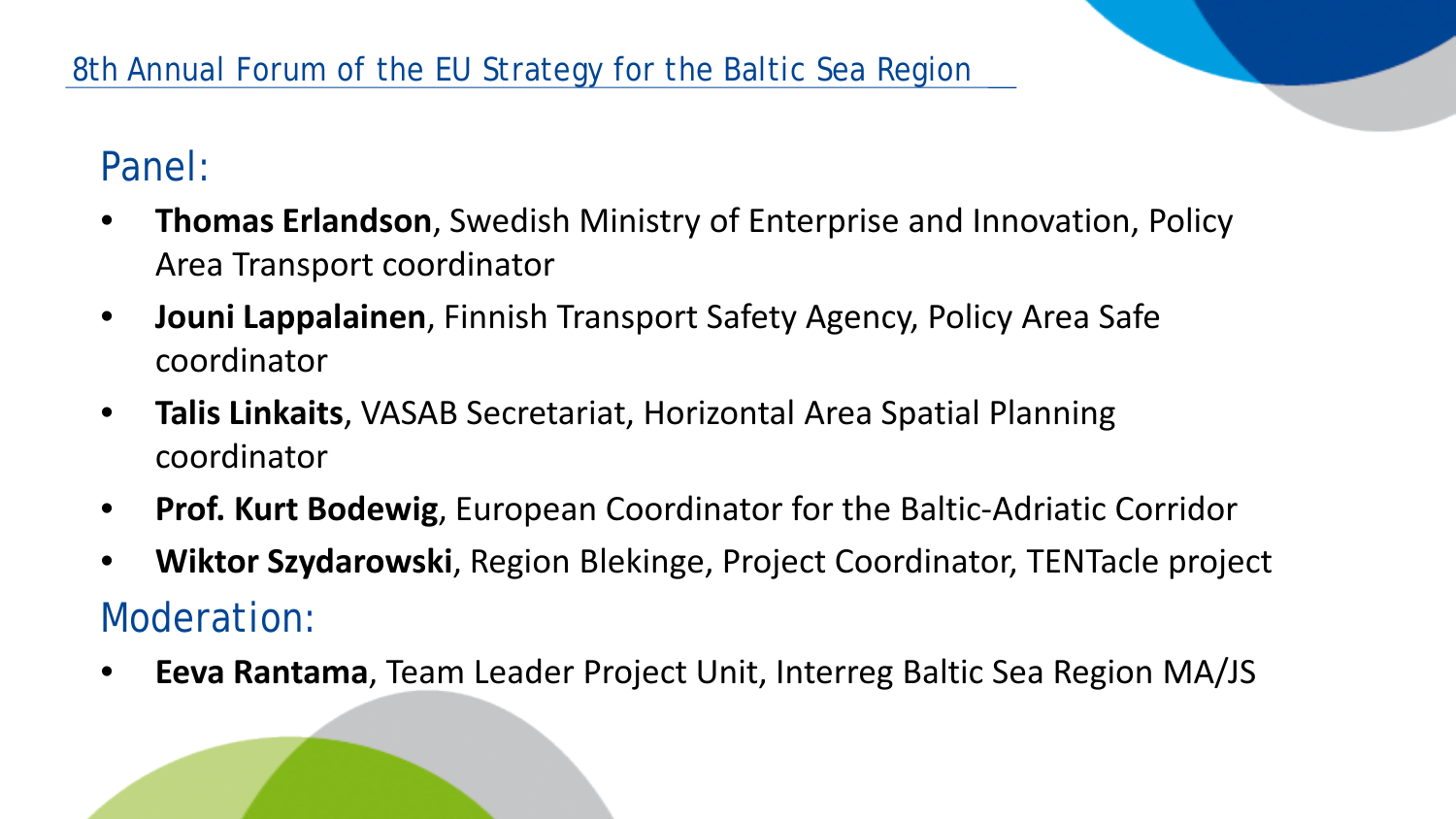8th Annual Forum of the EU Strategy for the Baltic Sea Region

## Panel:

- **Thomas Erlandson**, Swedish Ministry of Enterprise and Innovation, Policy Area Transport coordinator
- **Jouni Lappalainen**, Finnish Transport Safety Agency, Policy Area Safe coordinator
- **Talis Linkaits**, VASAB Secretariat, Horizontal Area Spatial Planning coordinator
- **Prof. Kurt Bodewig**, European Coordinator for the Baltic-Adriatic Corridor
- **Wiktor Szydarowski**, Region Blekinge, Project Coordinator, TENTacle project

## Moderation:

- **Eeva Rantama**, Team Leader Project Unit, Interreg Baltic Sea Region MA/JS